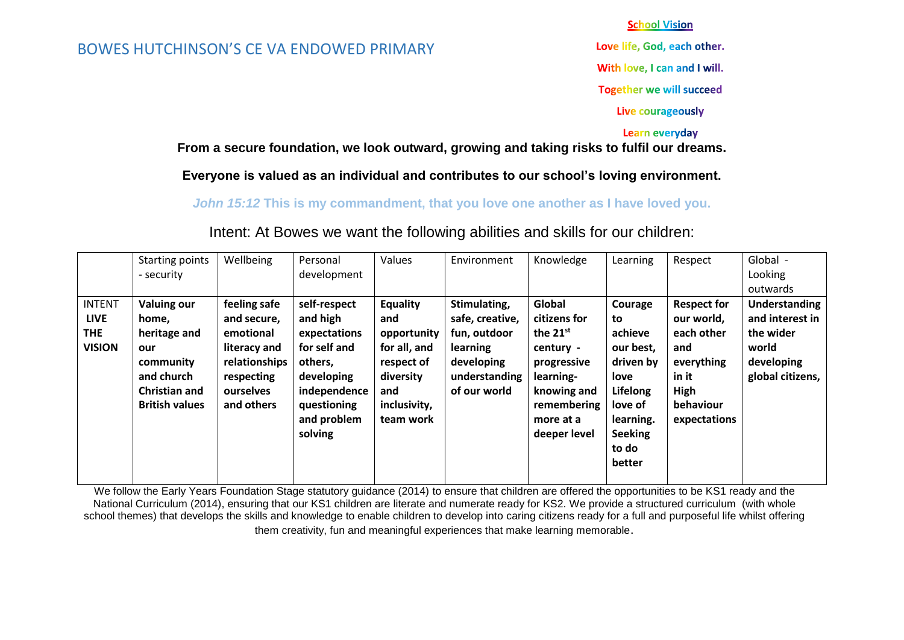# BOWES HUTCHINSON'S CE VA ENDOWED PRIMARY

**School Vision**

**Love life, God, each other.**

**With love, I can and I will.**

**Together we will succeed**

**Live courageously**

**Learn everyday**

**From a secure foundation, we look outward, growing and taking risks to fulfil our dreams.**

**Everyone is valued as an individual and contributes to our school's loving environment.**

***John 15:12*** **This is my commandment, that you love one another as I have loved you.**

## Intent: At Bowes we want the following abilities and skills for our children:

| | Starting points - security | Wellbeing | Personal development | Values | Environment | Knowledge | Learning | Respect | Global - Looking outwards |
|---|---|---|---|---|---|---|---|---|---|
| **INTENT LIVE THE VISION** | **Valuing our home, heritage and our community and church Christian and British values** | **feeling safe and secure, emotional literacy and relationships respecting ourselves and others** | **self-respect and high expectations for self and others, developing independence questioning and problem solving** | **Equality and opportunity for all, and respect of diversity and inclusivity, team work** | **Stimulating, safe, creative, fun, outdoor learning developing understanding of our world** | **Global citizens for the 21st century - progressive learning- knowing and remembering more at a deeper level** | **Courage to achieve our best, driven by love Lifelong love of learning. Seeking to do better** | **Respect for our world, each other and everything in it High behaviour expectations** | **Understanding and interest in the wider world developing global citizens,** |

We follow the Early Years Foundation Stage statutory guidance (2014) to ensure that children are offered the opportunities to be KS1 ready and the National Curriculum (2014), ensuring that our KS1 children are literate and numerate ready for KS2. We provide a structured curriculum (with whole school themes) that develops the skills and knowledge to enable children to develop into caring citizens ready for a full and purposeful life whilst offering them creativity, fun and meaningful experiences that make learning memorable.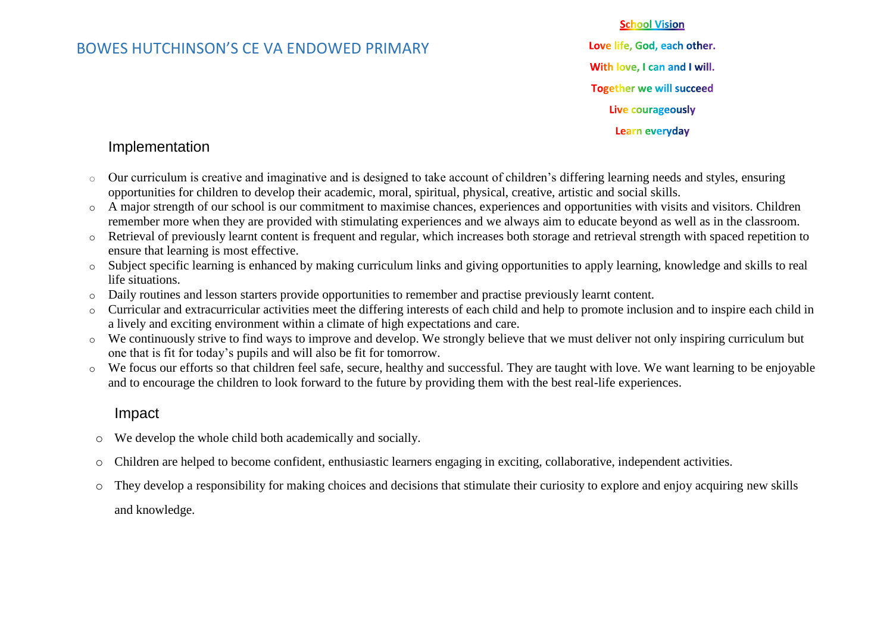BOWES HUTCHINSON'S CE VA ENDOWED PRIMARY

**School Vision**

Love life, God, each other.

With love, I can and I will.

Together we will succeed

Live courageously

Learn everyday

## Implementation

- Our curriculum is creative and imaginative and is designed to take account of children's differing learning needs and styles, ensuring opportunities for children to develop their academic, moral, spiritual, physical, creative, artistic and social skills.
- A major strength of our school is our commitment to maximise chances, experiences and opportunities with visits and visitors. Children remember more when they are provided with stimulating experiences and we always aim to educate beyond as well as in the classroom.
- Retrieval of previously learnt content is frequent and regular, which increases both storage and retrieval strength with spaced repetition to ensure that learning is most effective.
- Subject specific learning is enhanced by making curriculum links and giving opportunities to apply learning, knowledge and skills to real life situations.
- Daily routines and lesson starters provide opportunities to remember and practise previously learnt content.
- Curricular and extracurricular activities meet the differing interests of each child and help to promote inclusion and to inspire each child in a lively and exciting environment within a climate of high expectations and care.
- We continuously strive to find ways to improve and develop. We strongly believe that we must deliver not only inspiring curriculum but one that is fit for today's pupils and will also be fit for tomorrow.
- We focus our efforts so that children feel safe, secure, healthy and successful. They are taught with love. We want learning to be enjoyable and to encourage the children to look forward to the future by providing them with the best real-life experiences.

## Impact

- We develop the whole child both academically and socially.
- Children are helped to become confident, enthusiastic learners engaging in exciting, collaborative, independent activities.
- They develop a responsibility for making choices and decisions that stimulate their curiosity to explore and enjoy acquiring new skills and knowledge.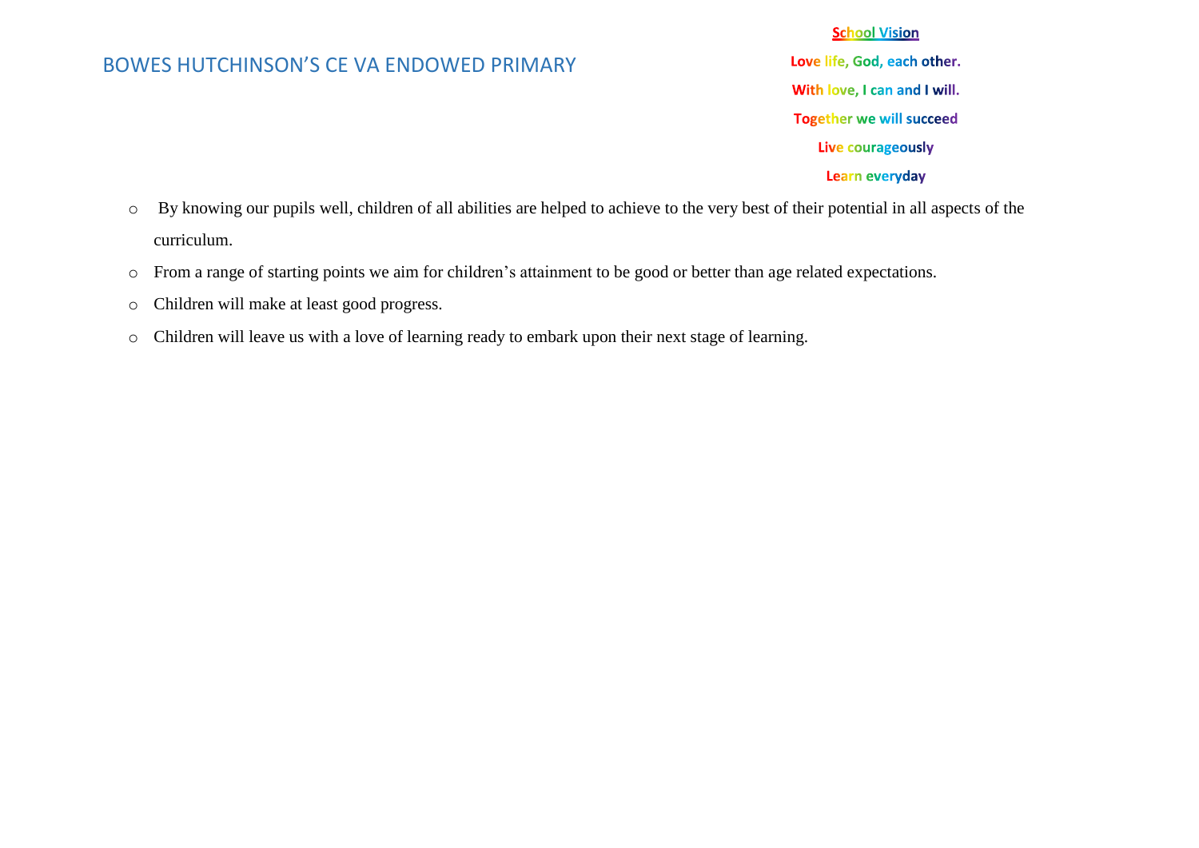- By knowing our pupils well, children of all abilities are helped to achieve to the very best of their potential in all aspects of the curriculum.
- From a range of starting points we aim for children's attainment to be good or better than age related expectations.
- Children will make at least good progress.
- Children will leave us with a love of learning ready to embark upon their next stage of learning.